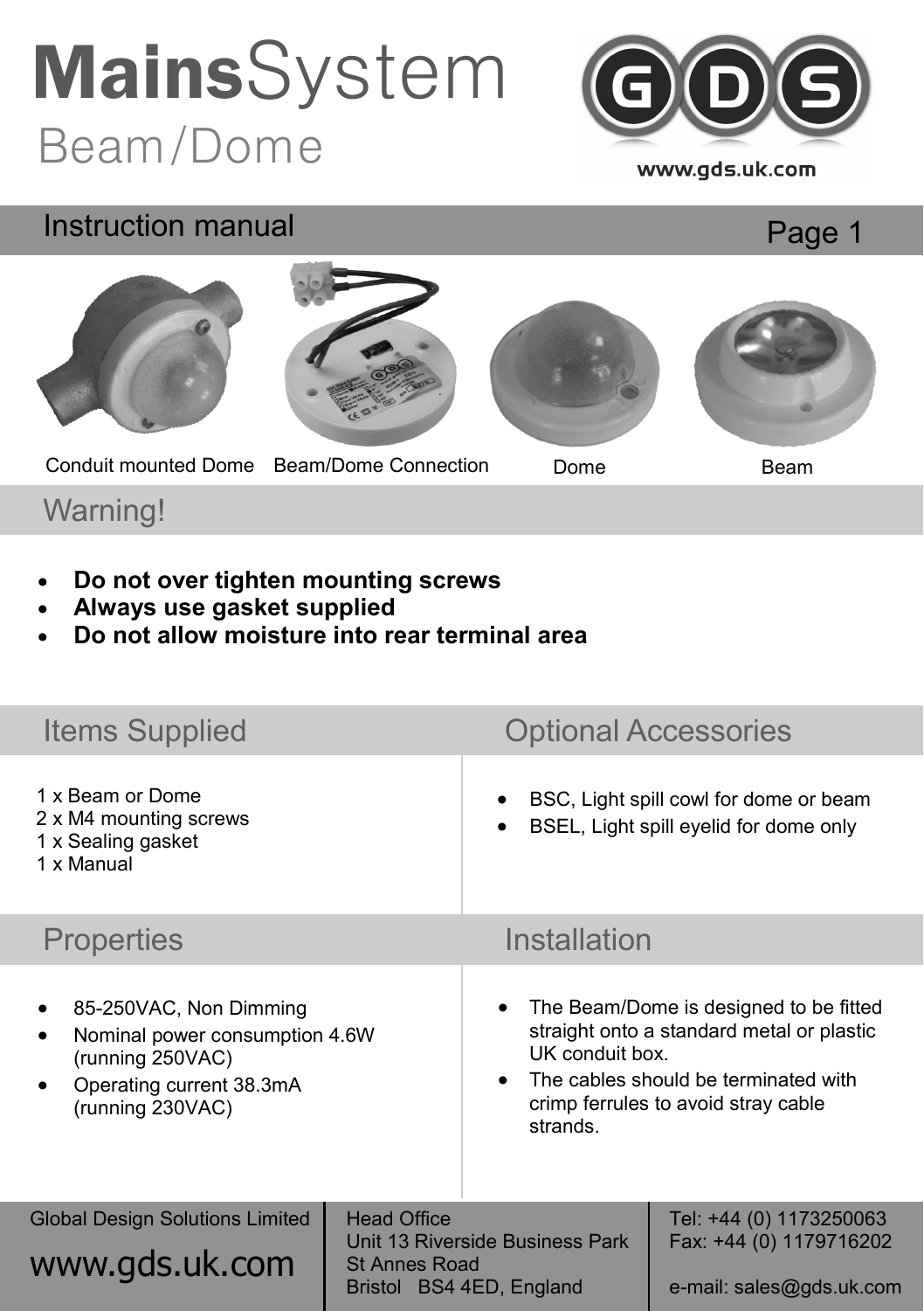# MainsSystem
## Beam/Dome

www.gds.uk.com

## Instruction manual

Conduit mounted Dome | Beam/Dome Connection | Dome | Beam

## Warning!

- **Do not over tighten mounting screws**
- **Always use gasket supplied**
- **Do not allow moisture into rear terminal area**

## Items Supplied

1 x Beam or Dome
2 x M4 mounting screws
1 x Sealing gasket
1 x Manual

## Optional Accessories

- BSC, Light spill cowl for dome or beam
- BSEL, Light spill eyelid for dome only

## Properties

- 85-250VAC, Non Dimming
- Nominal power consumption 4.6W (running 250VAC)
- Operating current 38.3mA (running 230VAC)

## Installation

- The Beam/Dome is designed to be fitted straight onto a standard metal or plastic UK conduit box.
- The cables should be terminated with crimp ferrules to avoid stray cable strands.

Global Design Solutions Limited
www.gds.uk.com

Head Office
Unit 13 Riverside Business Park
St Annes Road
Bristol BS4 4ED, England

Tel: +44 (0) 1173250063
Fax: +44 (0) 1179716202
e-mail: sales@gds.uk.com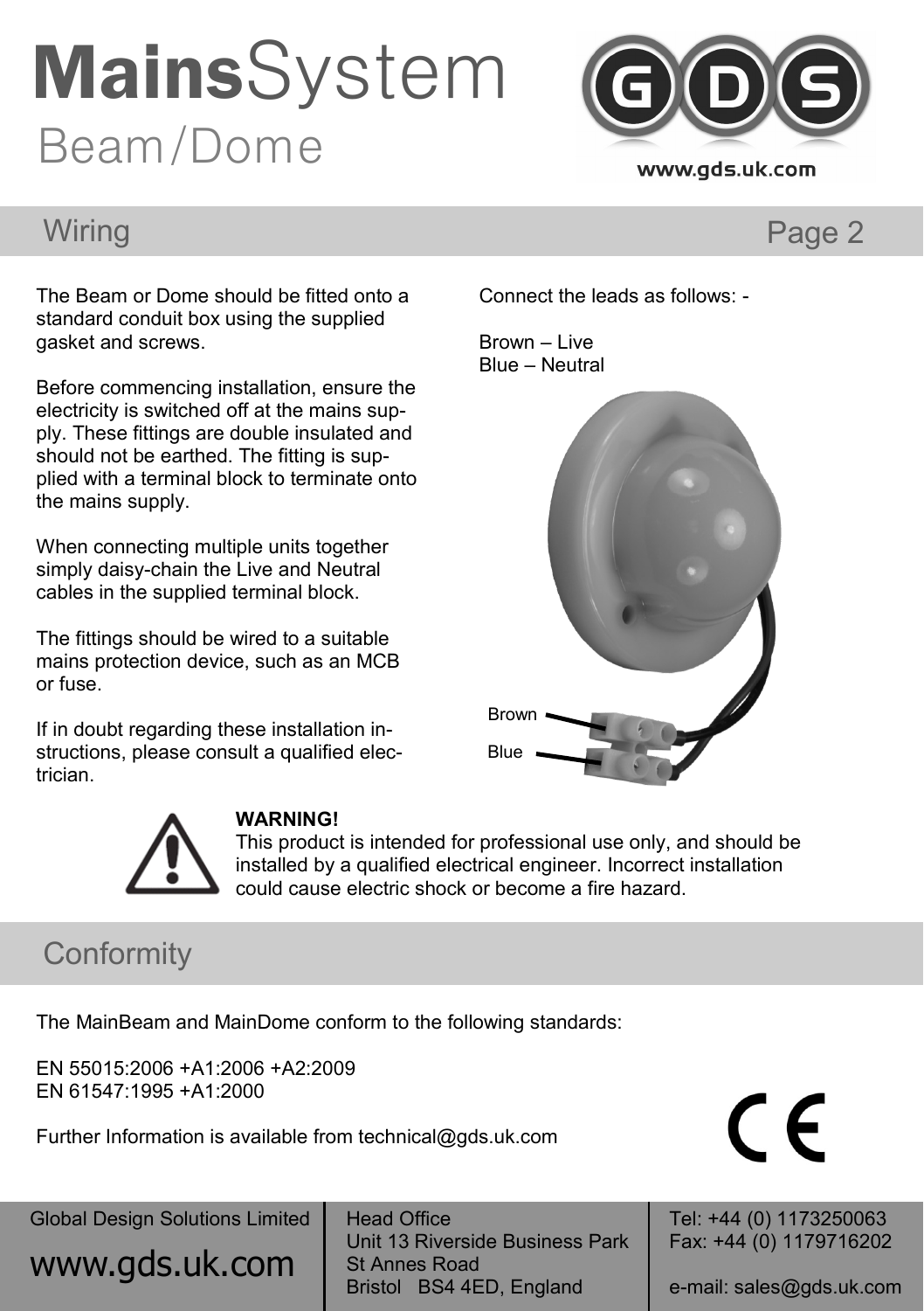# **Mains**System

## Beam/Dome

www.gds.uk.com

## Wiring

The Beam or Dome should be fitted onto a standard conduit box using the supplied gasket and screws.

Before commencing installation, ensure the electricity is switched off at the mains supply. These fittings are double insulated and should not be earthed. The fitting is supplied with a terminal block to terminate onto the mains supply.

When connecting multiple units together simply daisy-chain the Live and Neutral cables in the supplied terminal block.

The fittings should be wired to a suitable mains protection device, such as an MCB or fuse.

If in doubt regarding these installation instructions, please consult a qualified electrician.

Connect the leads as follows: -

Brown – Live
Blue – Neutral

Brown
Blue

**WARNING!**
This product is intended for professional use only, and should be installed by a qualified electrical engineer. Incorrect installation could cause electric shock or become a fire hazard.

## Conformity

The MainBeam and MainDome conform to the following standards:

EN 55015:2006 +A1:2006 +A2:2009
EN 61547:1995 +A1:2000

Further Information is available from technical@gds.uk.com

CE

Global Design Solutions Limited
www.gds.uk.com

Head Office
Unit 13 Riverside Business Park
St Annes Road
Bristol BS4 4ED, England

Tel: +44 (0) 1173250063
Fax: +44 (0) 1179716202

e-mail: sales@gds.uk.com